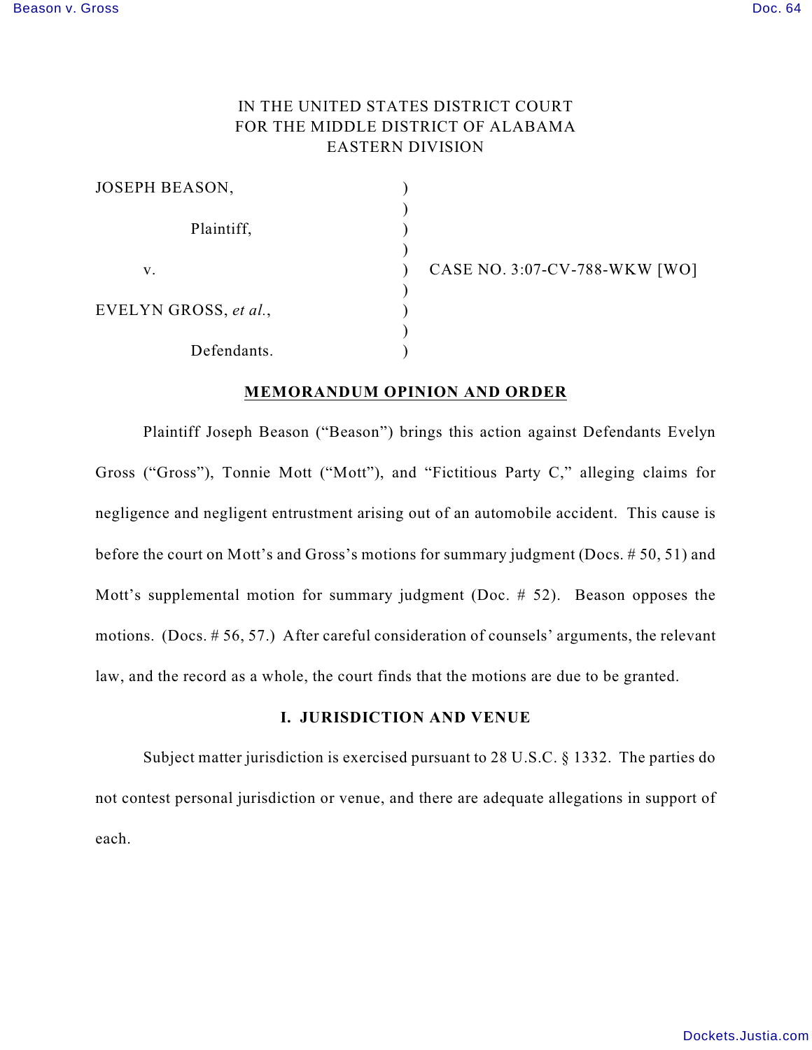IN THE UNITED STATES DISTRICT COURT
FOR THE MIDDLE DISTRICT OF ALABAMA
EASTERN DIVISION

| | | |
|---|---|---|
| JOSEPH BEASON, | ) | |
| | ) | |
| Plaintiff, | ) | |
| | ) | |
| v. | ) | CASE NO. 3:07-CV-788-WKW [WO] |
| | ) | |
| EVELYN GROSS, *et al.*, | ) | |
| | ) | |
| Defendants. | ) | |

## MEMORANDUM OPINION AND ORDER

Plaintiff Joseph Beason ("Beason") brings this action against Defendants Evelyn Gross ("Gross"), Tonnie Mott ("Mott"), and "Fictitious Party C," alleging claims for negligence and negligent entrustment arising out of an automobile accident. This cause is before the court on Mott's and Gross's motions for summary judgment (Docs. # 50, 51) and Mott's supplemental motion for summary judgment (Doc. # 52). Beason opposes the motions. (Docs. # 56, 57.) After careful consideration of counsels' arguments, the relevant law, and the record as a whole, the court finds that the motions are due to be granted.

### I. JURISDICTION AND VENUE

Subject matter jurisdiction is exercised pursuant to 28 U.S.C. § 1332. The parties do not contest personal jurisdiction or venue, and there are adequate allegations in support of each.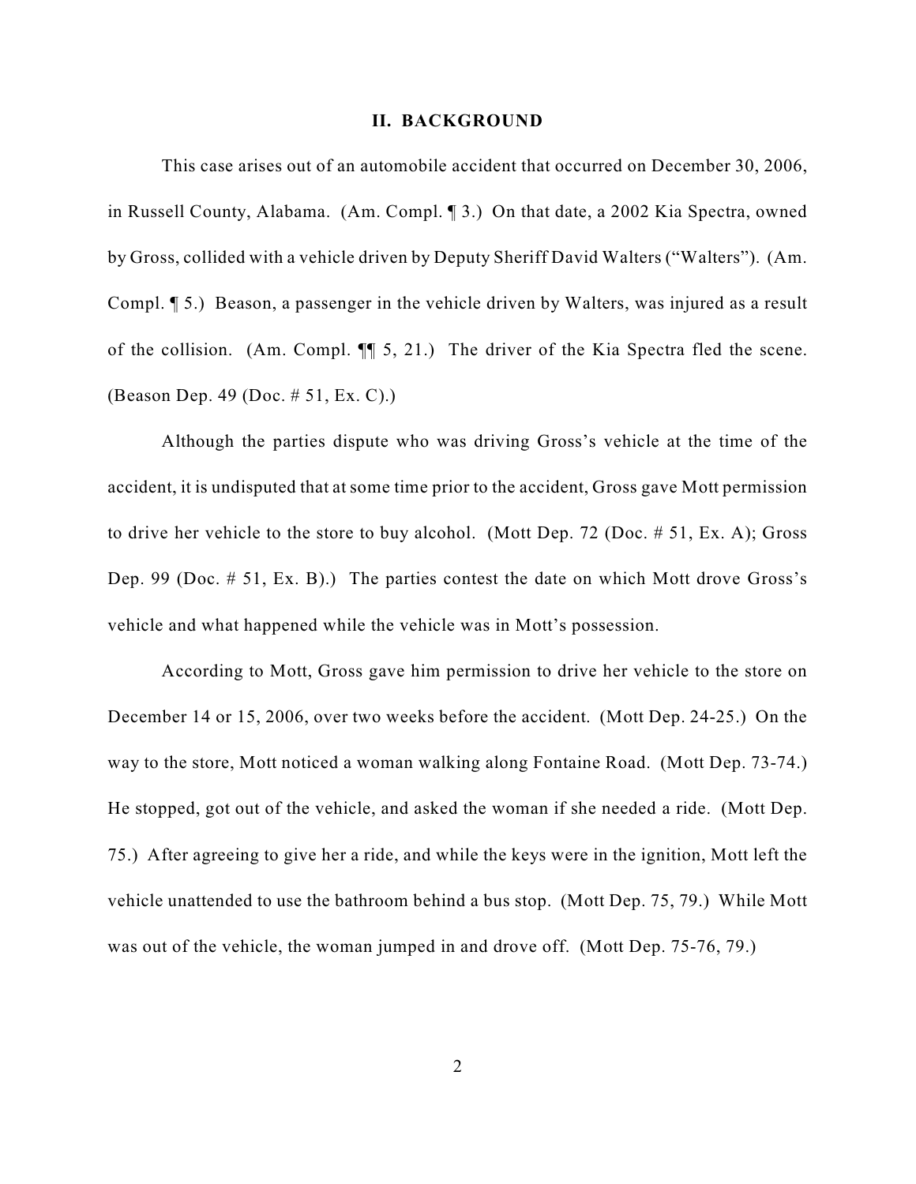## II. BACKGROUND

This case arises out of an automobile accident that occurred on December 30, 2006, in Russell County, Alabama. (Am. Compl. ¶ 3.) On that date, a 2002 Kia Spectra, owned by Gross, collided with a vehicle driven by Deputy Sheriff David Walters ("Walters"). (Am. Compl. ¶ 5.) Beason, a passenger in the vehicle driven by Walters, was injured as a result of the collision. (Am. Compl. ¶¶ 5, 21.) The driver of the Kia Spectra fled the scene. (Beason Dep. 49 (Doc. # 51, Ex. C).)

Although the parties dispute who was driving Gross's vehicle at the time of the accident, it is undisputed that at some time prior to the accident, Gross gave Mott permission to drive her vehicle to the store to buy alcohol. (Mott Dep. 72 (Doc. # 51, Ex. A); Gross Dep. 99 (Doc. # 51, Ex. B).) The parties contest the date on which Mott drove Gross's vehicle and what happened while the vehicle was in Mott's possession.

According to Mott, Gross gave him permission to drive her vehicle to the store on December 14 or 15, 2006, over two weeks before the accident. (Mott Dep. 24-25.) On the way to the store, Mott noticed a woman walking along Fontaine Road. (Mott Dep. 73-74.) He stopped, got out of the vehicle, and asked the woman if she needed a ride. (Mott Dep. 75.) After agreeing to give her a ride, and while the keys were in the ignition, Mott left the vehicle unattended to use the bathroom behind a bus stop. (Mott Dep. 75, 79.) While Mott was out of the vehicle, the woman jumped in and drove off. (Mott Dep. 75-76, 79.)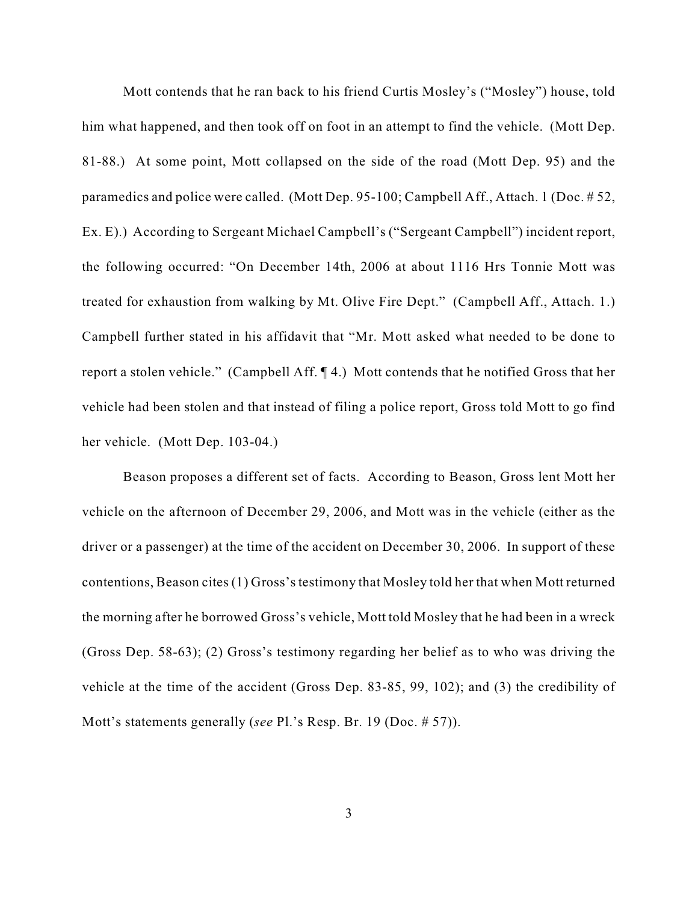Mott contends that he ran back to his friend Curtis Mosley's ("Mosley") house, told him what happened, and then took off on foot in an attempt to find the vehicle. (Mott Dep. 81-88.) At some point, Mott collapsed on the side of the road (Mott Dep. 95) and the paramedics and police were called. (Mott Dep. 95-100; Campbell Aff., Attach. 1 (Doc. # 52, Ex. E).) According to Sergeant Michael Campbell's ("Sergeant Campbell") incident report, the following occurred: "On December 14th, 2006 at about 1116 Hrs Tonnie Mott was treated for exhaustion from walking by Mt. Olive Fire Dept." (Campbell Aff., Attach. 1.) Campbell further stated in his affidavit that "Mr. Mott asked what needed to be done to report a stolen vehicle." (Campbell Aff. ¶ 4.) Mott contends that he notified Gross that her vehicle had been stolen and that instead of filing a police report, Gross told Mott to go find her vehicle. (Mott Dep. 103-04.)

Beason proposes a different set of facts. According to Beason, Gross lent Mott her vehicle on the afternoon of December 29, 2006, and Mott was in the vehicle (either as the driver or a passenger) at the time of the accident on December 30, 2006. In support of these contentions, Beason cites (1) Gross's testimony that Mosley told her that when Mott returned the morning after he borrowed Gross's vehicle, Mott told Mosley that he had been in a wreck (Gross Dep. 58-63); (2) Gross's testimony regarding her belief as to who was driving the vehicle at the time of the accident (Gross Dep. 83-85, 99, 102); and (3) the credibility of Mott's statements generally (*see* Pl.'s Resp. Br. 19 (Doc. # 57)).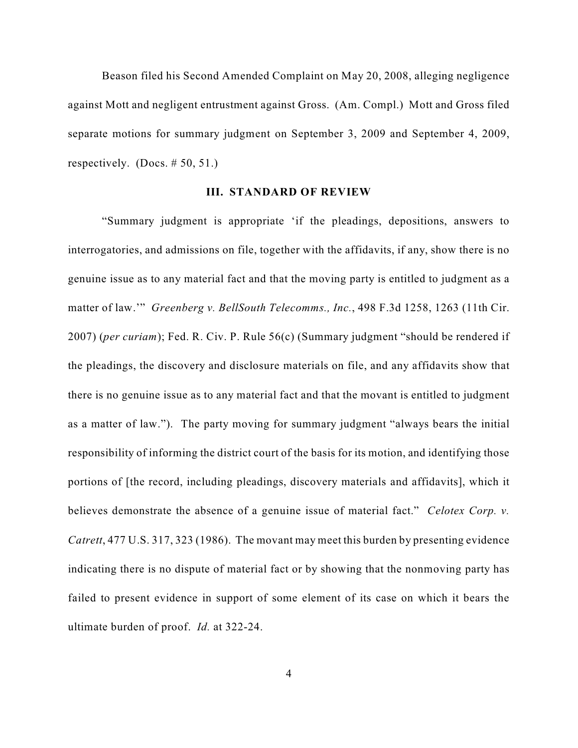Beason filed his Second Amended Complaint on May 20, 2008, alleging negligence against Mott and negligent entrustment against Gross. (Am. Compl.) Mott and Gross filed separate motions for summary judgment on September 3, 2009 and September 4, 2009, respectively. (Docs. # 50, 51.)

## III. STANDARD OF REVIEW

"Summary judgment is appropriate 'if the pleadings, depositions, answers to interrogatories, and admissions on file, together with the affidavits, if any, show there is no genuine issue as to any material fact and that the moving party is entitled to judgment as a matter of law.'" *Greenberg v. BellSouth Telecomms., Inc.*, 498 F.3d 1258, 1263 (11th Cir. 2007) (*per curiam*); Fed. R. Civ. P. Rule 56(c) (Summary judgment "should be rendered if the pleadings, the discovery and disclosure materials on file, and any affidavits show that there is no genuine issue as to any material fact and that the movant is entitled to judgment as a matter of law."). The party moving for summary judgment "always bears the initial responsibility of informing the district court of the basis for its motion, and identifying those portions of [the record, including pleadings, discovery materials and affidavits], which it believes demonstrate the absence of a genuine issue of material fact." *Celotex Corp. v. Catrett*, 477 U.S. 317, 323 (1986). The movant may meet this burden by presenting evidence indicating there is no dispute of material fact or by showing that the nonmoving party has failed to present evidence in support of some element of its case on which it bears the ultimate burden of proof. *Id.* at 322-24.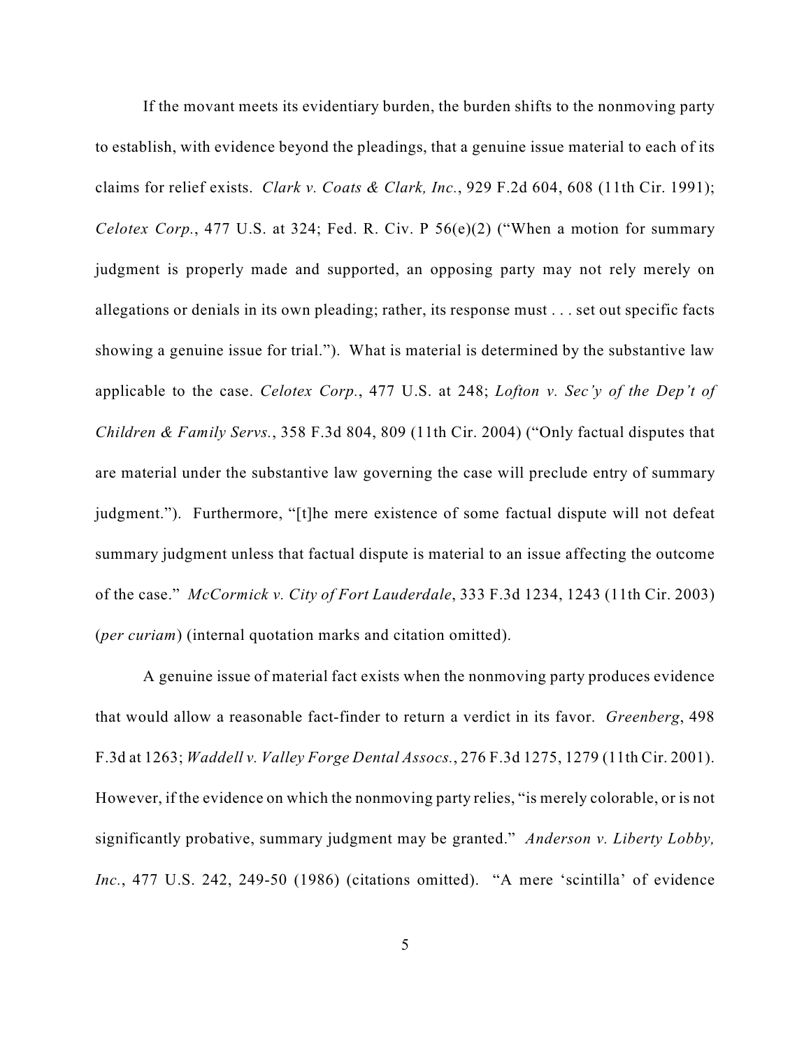If the movant meets its evidentiary burden, the burden shifts to the nonmoving party to establish, with evidence beyond the pleadings, that a genuine issue material to each of its claims for relief exists. *Clark v. Coats & Clark, Inc.*, 929 F.2d 604, 608 (11th Cir. 1991); *Celotex Corp.*, 477 U.S. at 324; Fed. R. Civ. P 56(e)(2) ("When a motion for summary judgment is properly made and supported, an opposing party may not rely merely on allegations or denials in its own pleading; rather, its response must . . . set out specific facts showing a genuine issue for trial."). What is material is determined by the substantive law applicable to the case. *Celotex Corp.*, 477 U.S. at 248; *Lofton v. Sec'y of the Dep't of Children & Family Servs.*, 358 F.3d 804, 809 (11th Cir. 2004) ("Only factual disputes that are material under the substantive law governing the case will preclude entry of summary judgment."). Furthermore, "[t]he mere existence of some factual dispute will not defeat summary judgment unless that factual dispute is material to an issue affecting the outcome of the case." *McCormick v. City of Fort Lauderdale*, 333 F.3d 1234, 1243 (11th Cir. 2003) (*per curiam*) (internal quotation marks and citation omitted).

A genuine issue of material fact exists when the nonmoving party produces evidence that would allow a reasonable fact-finder to return a verdict in its favor. *Greenberg*, 498 F.3d at 1263; *Waddell v. Valley Forge Dental Assocs.*, 276 F.3d 1275, 1279 (11th Cir. 2001). However, if the evidence on which the nonmoving party relies, "is merely colorable, or is not significantly probative, summary judgment may be granted." *Anderson v. Liberty Lobby, Inc.*, 477 U.S. 242, 249-50 (1986) (citations omitted). "A mere 'scintilla' of evidence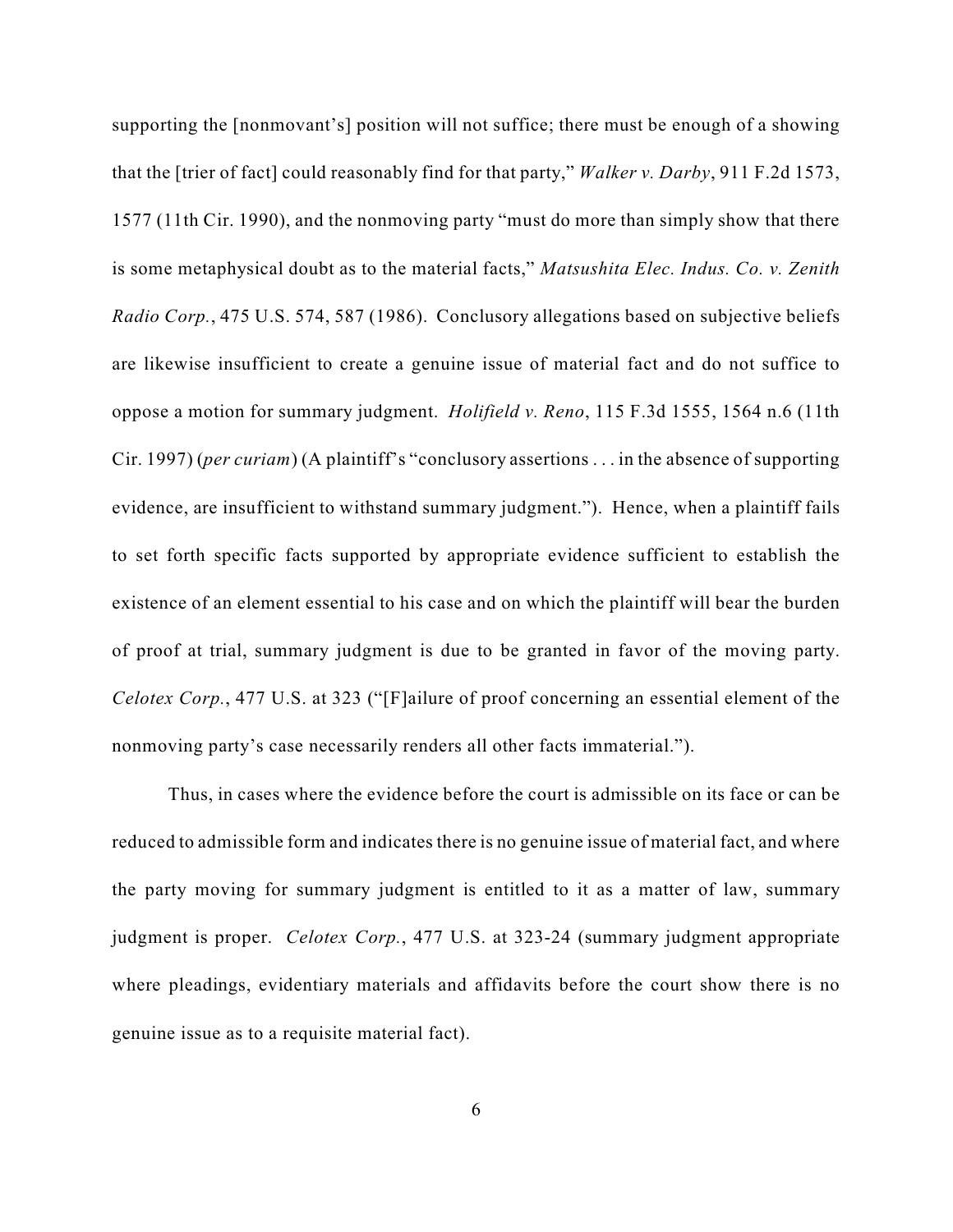supporting the [nonmovant's] position will not suffice; there must be enough of a showing that the [trier of fact] could reasonably find for that party," *Walker v. Darby*, 911 F.2d 1573, 1577 (11th Cir. 1990), and the nonmoving party "must do more than simply show that there is some metaphysical doubt as to the material facts," *Matsushita Elec. Indus. Co. v. Zenith Radio Corp.*, 475 U.S. 574, 587 (1986). Conclusory allegations based on subjective beliefs are likewise insufficient to create a genuine issue of material fact and do not suffice to oppose a motion for summary judgment. *Holifield v. Reno*, 115 F.3d 1555, 1564 n.6 (11th Cir. 1997) (*per curiam*) (A plaintiff's "conclusory assertions . . . in the absence of supporting evidence, are insufficient to withstand summary judgment."). Hence, when a plaintiff fails to set forth specific facts supported by appropriate evidence sufficient to establish the existence of an element essential to his case and on which the plaintiff will bear the burden of proof at trial, summary judgment is due to be granted in favor of the moving party. *Celotex Corp.*, 477 U.S. at 323 ("[F]ailure of proof concerning an essential element of the nonmoving party's case necessarily renders all other facts immaterial.").

Thus, in cases where the evidence before the court is admissible on its face or can be reduced to admissible form and indicates there is no genuine issue of material fact, and where the party moving for summary judgment is entitled to it as a matter of law, summary judgment is proper. *Celotex Corp.*, 477 U.S. at 323-24 (summary judgment appropriate where pleadings, evidentiary materials and affidavits before the court show there is no genuine issue as to a requisite material fact).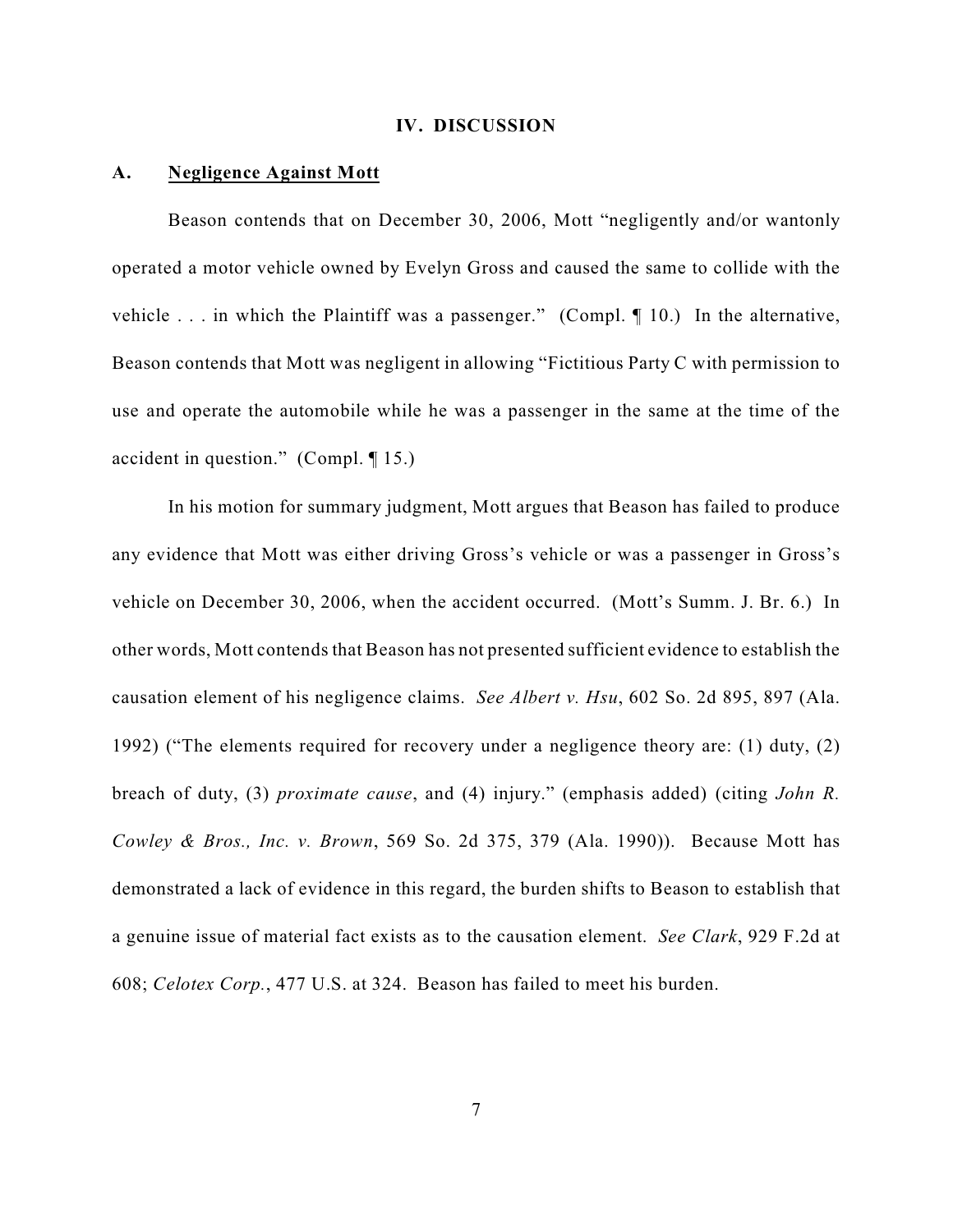## IV. DISCUSSION

### A. Negligence Against Mott

Beason contends that on December 30, 2006, Mott "negligently and/or wantonly operated a motor vehicle owned by Evelyn Gross and caused the same to collide with the vehicle . . . in which the Plaintiff was a passenger." (Compl. ¶ 10.) In the alternative, Beason contends that Mott was negligent in allowing "Fictitious Party C with permission to use and operate the automobile while he was a passenger in the same at the time of the accident in question." (Compl. ¶ 15.)

In his motion for summary judgment, Mott argues that Beason has failed to produce any evidence that Mott was either driving Gross's vehicle or was a passenger in Gross's vehicle on December 30, 2006, when the accident occurred. (Mott's Summ. J. Br. 6.) In other words, Mott contends that Beason has not presented sufficient evidence to establish the causation element of his negligence claims. *See Albert v. Hsu*, 602 So. 2d 895, 897 (Ala. 1992) ("The elements required for recovery under a negligence theory are: (1) duty, (2) breach of duty, (3) *proximate cause*, and (4) injury." (emphasis added) (citing *John R. Cowley & Bros., Inc. v. Brown*, 569 So. 2d 375, 379 (Ala. 1990)). Because Mott has demonstrated a lack of evidence in this regard, the burden shifts to Beason to establish that a genuine issue of material fact exists as to the causation element. *See Clark*, 929 F.2d at 608; *Celotex Corp.*, 477 U.S. at 324. Beason has failed to meet his burden.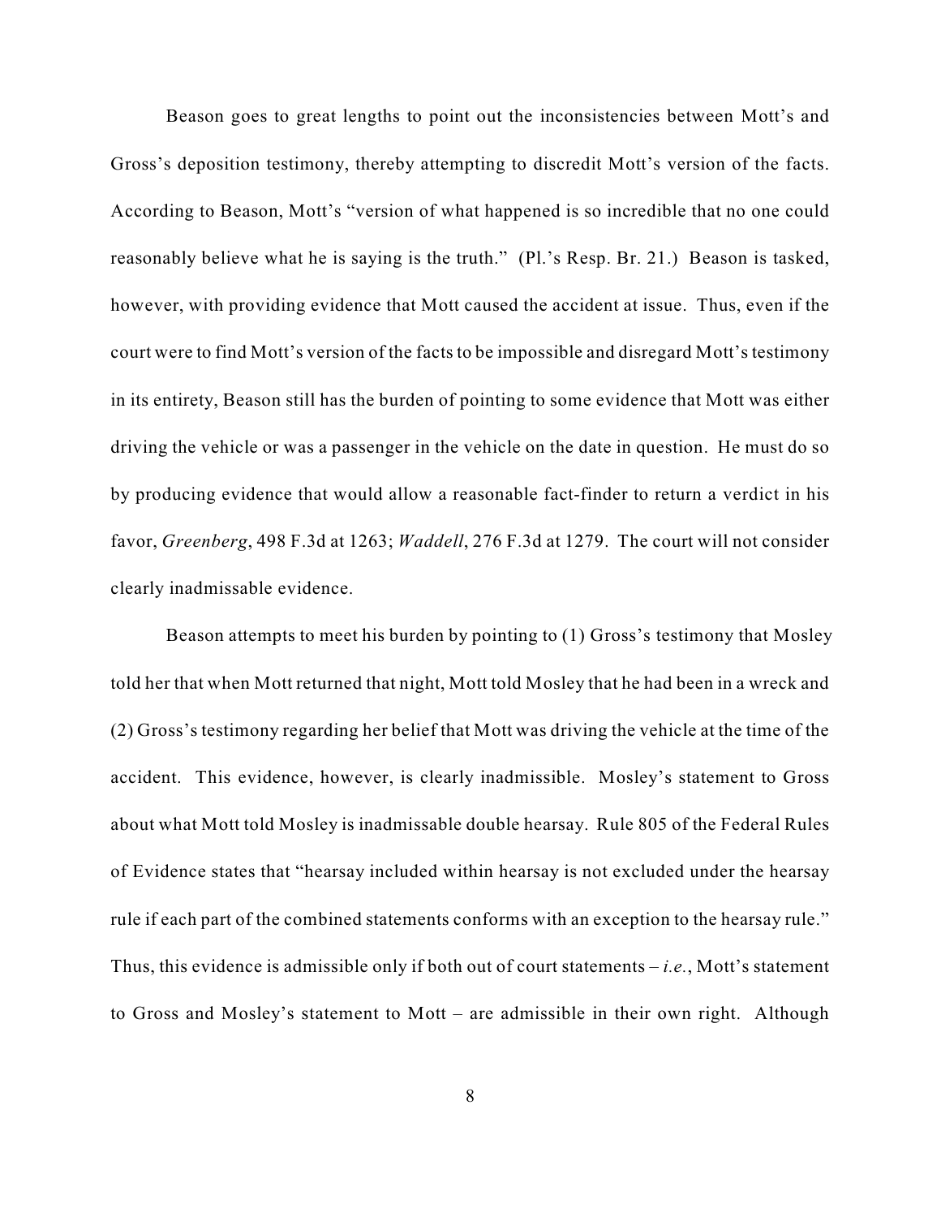Beason goes to great lengths to point out the inconsistencies between Mott's and Gross's deposition testimony, thereby attempting to discredit Mott's version of the facts. According to Beason, Mott's "version of what happened is so incredible that no one could reasonably believe what he is saying is the truth." (Pl.'s Resp. Br. 21.) Beason is tasked, however, with providing evidence that Mott caused the accident at issue. Thus, even if the court were to find Mott's version of the facts to be impossible and disregard Mott's testimony in its entirety, Beason still has the burden of pointing to some evidence that Mott was either driving the vehicle or was a passenger in the vehicle on the date in question. He must do so by producing evidence that would allow a reasonable fact-finder to return a verdict in his favor, *Greenberg*, 498 F.3d at 1263; *Waddell*, 276 F.3d at 1279. The court will not consider clearly inadmissable evidence.

Beason attempts to meet his burden by pointing to (1) Gross's testimony that Mosley told her that when Mott returned that night, Mott told Mosley that he had been in a wreck and (2) Gross's testimony regarding her belief that Mott was driving the vehicle at the time of the accident. This evidence, however, is clearly inadmissible. Mosley's statement to Gross about what Mott told Mosley is inadmissable double hearsay. Rule 805 of the Federal Rules of Evidence states that "hearsay included within hearsay is not excluded under the hearsay rule if each part of the combined statements conforms with an exception to the hearsay rule." Thus, this evidence is admissible only if both out of court statements – *i.e.*, Mott's statement to Gross and Mosley's statement to Mott – are admissible in their own right. Although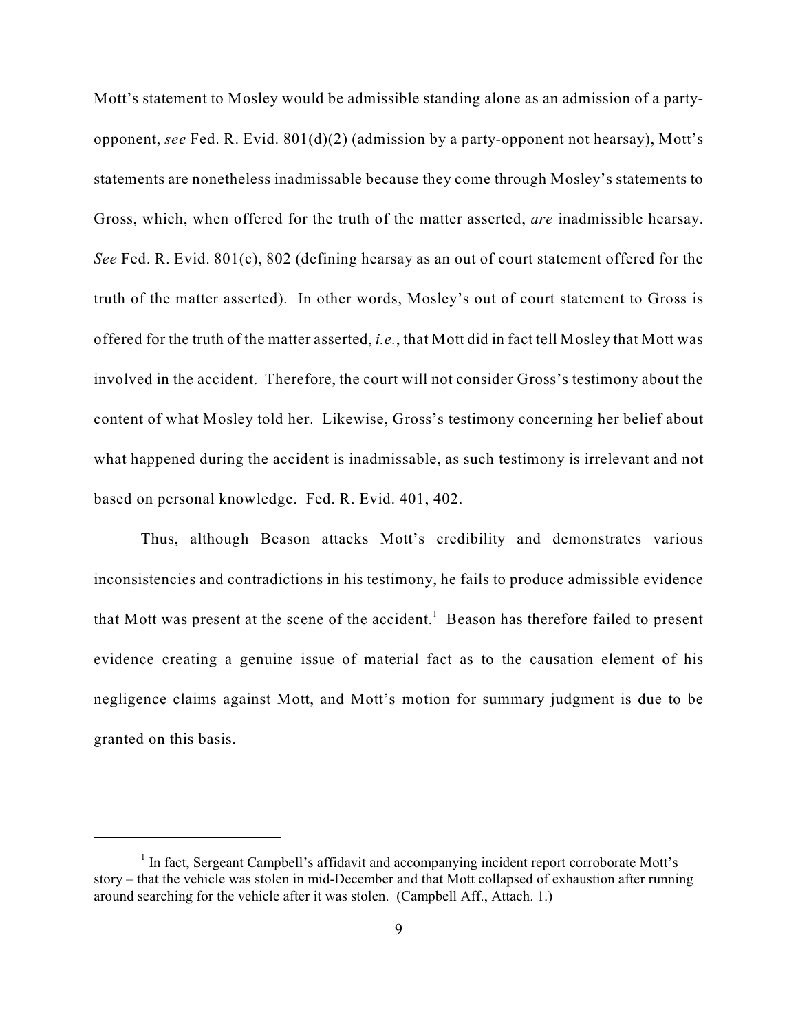Mott's statement to Mosley would be admissible standing alone as an admission of a party-opponent, *see* Fed. R. Evid. 801(d)(2) (admission by a party-opponent not hearsay), Mott's statements are nonetheless inadmissable because they come through Mosley's statements to Gross, which, when offered for the truth of the matter asserted, *are* inadmissible hearsay. *See* Fed. R. Evid. 801(c), 802 (defining hearsay as an out of court statement offered for the truth of the matter asserted). In other words, Mosley's out of court statement to Gross is offered for the truth of the matter asserted, *i.e.*, that Mott did in fact tell Mosley that Mott was involved in the accident. Therefore, the court will not consider Gross's testimony about the content of what Mosley told her. Likewise, Gross's testimony concerning her belief about what happened during the accident is inadmissable, as such testimony is irrelevant and not based on personal knowledge. Fed. R. Evid. 401, 402.

Thus, although Beason attacks Mott's credibility and demonstrates various inconsistencies and contradictions in his testimony, he fails to produce admissible evidence that Mott was present at the scene of the accident.[1] Beason has therefore failed to present evidence creating a genuine issue of material fact as to the causation element of his negligence claims against Mott, and Mott's motion for summary judgment is due to be granted on this basis.

[1] In fact, Sergeant Campbell's affidavit and accompanying incident report corroborate Mott's story – that the vehicle was stolen in mid-December and that Mott collapsed of exhaustion after running around searching for the vehicle after it was stolen. (Campbell Aff., Attach. 1.)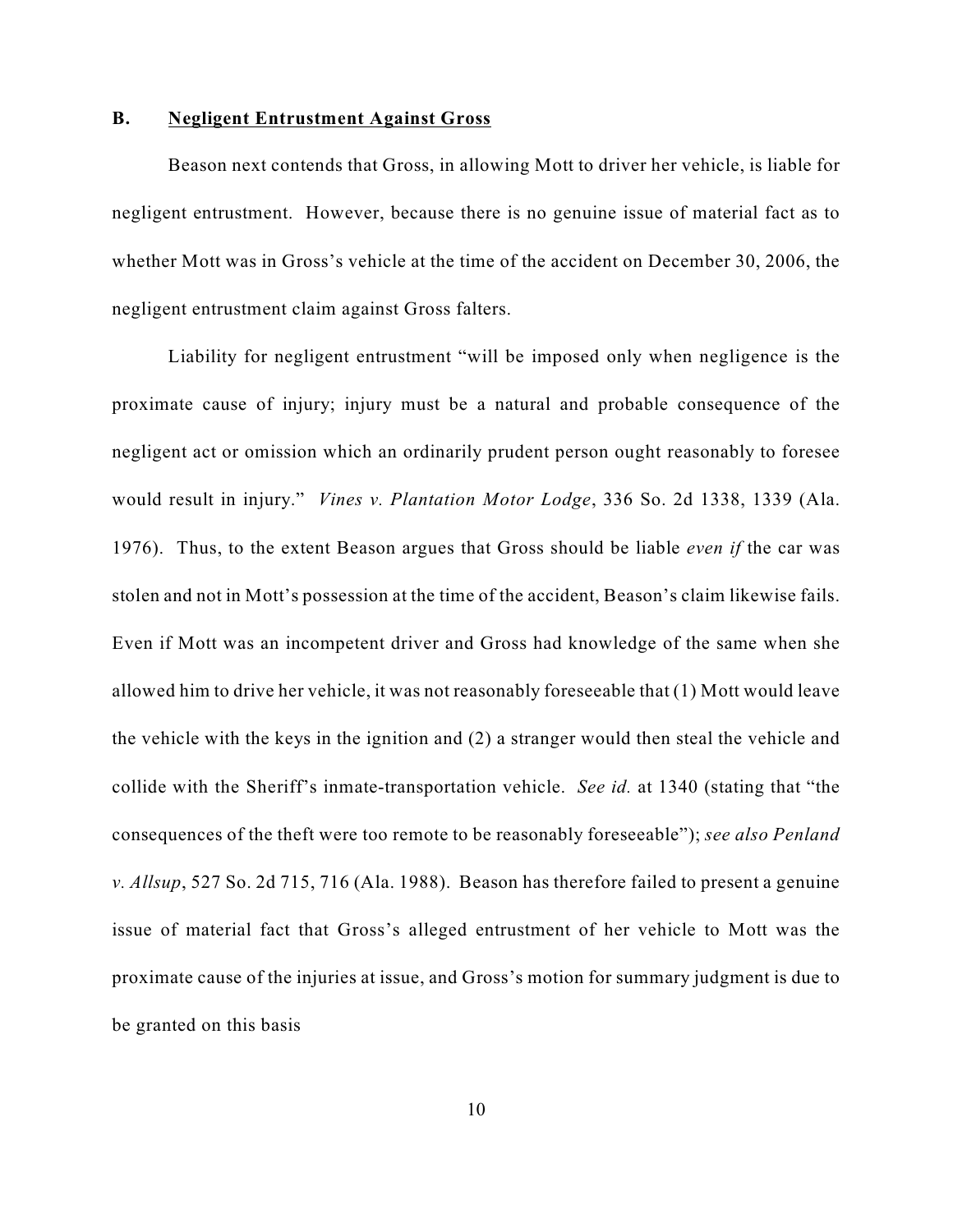### B. <u>Negligent Entrustment Against Gross</u>

Beason next contends that Gross, in allowing Mott to driver her vehicle, is liable for negligent entrustment. However, because there is no genuine issue of material fact as to whether Mott was in Gross's vehicle at the time of the accident on December 30, 2006, the negligent entrustment claim against Gross falters.

Liability for negligent entrustment "will be imposed only when negligence is the proximate cause of injury; injury must be a natural and probable consequence of the negligent act or omission which an ordinarily prudent person ought reasonably to foresee would result in injury." *Vines v. Plantation Motor Lodge*, 336 So. 2d 1338, 1339 (Ala. 1976). Thus, to the extent Beason argues that Gross should be liable *even if* the car was stolen and not in Mott's possession at the time of the accident, Beason's claim likewise fails. Even if Mott was an incompetent driver and Gross had knowledge of the same when she allowed him to drive her vehicle, it was not reasonably foreseeable that (1) Mott would leave the vehicle with the keys in the ignition and (2) a stranger would then steal the vehicle and collide with the Sheriff's inmate-transportation vehicle. *See id.* at 1340 (stating that "the consequences of the theft were too remote to be reasonably foreseeable"); *see also Penland v. Allsup*, 527 So. 2d 715, 716 (Ala. 1988). Beason has therefore failed to present a genuine issue of material fact that Gross's alleged entrustment of her vehicle to Mott was the proximate cause of the injuries at issue, and Gross's motion for summary judgment is due to be granted on this basis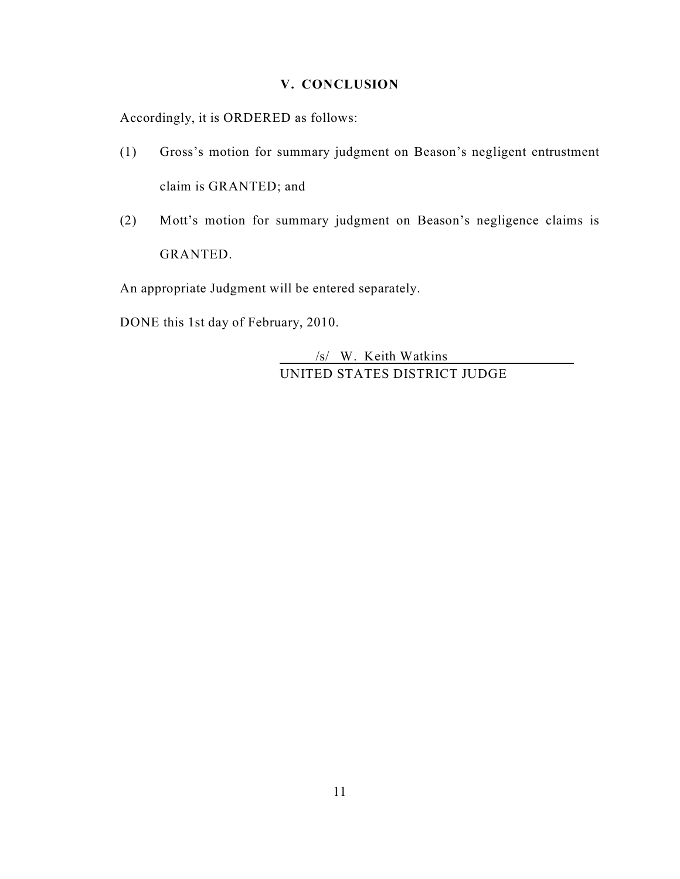## V. CONCLUSION

Accordingly, it is ORDERED as follows:

(1) Gross's motion for summary judgment on Beason's negligent entrustment claim is GRANTED; and

(2) Mott's motion for summary judgment on Beason's negligence claims is GRANTED.

An appropriate Judgment will be entered separately.

DONE this 1st day of February, 2010.

/s/ W. Keith Watkins
UNITED STATES DISTRICT JUDGE